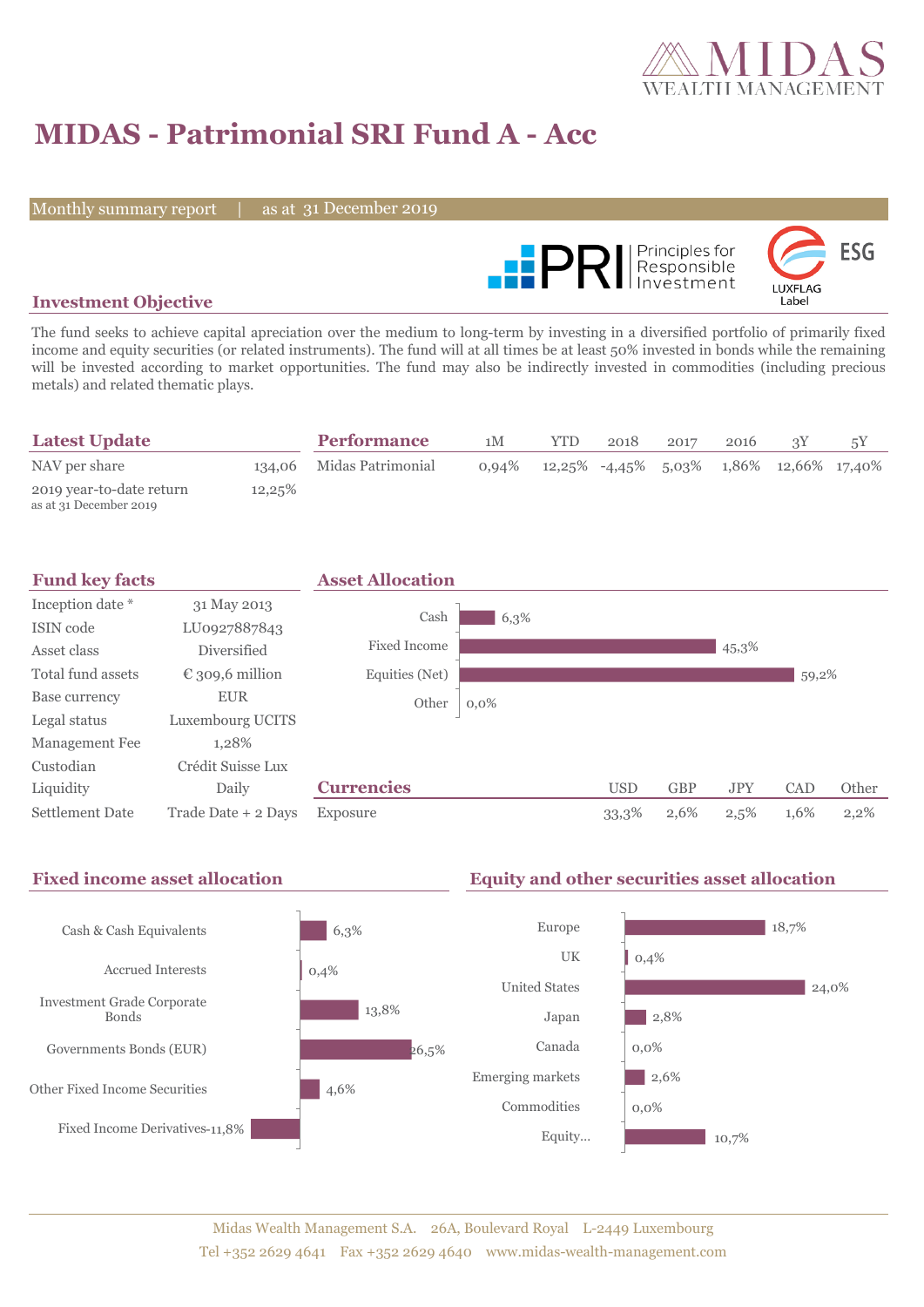# MIDAS - Patrimonial SRI Fund A - Acc

Monthly summary report | as at 31 December 2019

## Investment Objective

The fund seeks to achieve capital apreciation over the medium to long-term by investing in a diversified portfolio of primarily fixed income and equity securities (or related instruments). The fund will at all times be at least 50% invested in bonds while the remaining will be invested according to market opportunities. The fund may also be indirectly invested in commodities (including precious metals) and related thematic plays.

## Latest Update

| | |
|---|---|
| NAV per share | 134,06 |
| 2019 year-to-date return<br>as at 31 December 2019 | 12,25% |

## Performance

| | 1M | YTD | 2018 | 2017 | 2016 | 3Y | 5Y |
|---|---|---|---|---|---|---|---|
| Midas Patrimonial | 0,94% | 12,25% | -4,45% | 5,03% | 1,86% | 12,66% | 17,40% |

## Fund key facts

| | |
|---|---|
| Inception date * | 31 May 2013 |
| ISIN code | LU0927887843 |
| Asset class | Diversified |
| Total fund assets | € 309,6 million |
| Base currency | EUR |
| Legal status | Luxembourg UCITS |
| Management Fee | 1,28% |
| Custodian | Crédit Suisse Lux |
| Liquidity | Daily |
| Settlement Date | Trade Date + 2 Days |

## Asset Allocation

| | |
|---|---|
| Cash | 6,3% |
| Fixed Income | 45,3% |
| Equities (Net) | 59,2% |
| Other | 0,0% |

## Currencies

| | USD | GBP | JPY | CAD | Other |
|---|---|---|---|---|---|
| Exposure | 33,3% | 2,6% | 2,5% | 1,6% | 2,2% |

## Fixed income asset allocation

| | |
|---|---|
| Cash & Cash Equivalents | 6,3% |
| Accrued Interests | 0,4% |
| Investment Grade Corporate Bonds | 13,8% |
| Governments Bonds (EUR) | 26,5% |
| Other Fixed Income Securities | 4,6% |
| Fixed Income Derivatives | -11,8% |

## Equity and other securities asset allocation

| | |
|---|---|
| Europe | 18,7% |
| UK | 0,4% |
| United States | 24,0% |
| Japan | 2,8% |
| Canada | 0,0% |
| Emerging markets | 2,6% |
| Commodities | 0,0% |
| Equity... | 10,7% |

Midas Wealth Management S.A. 26A, Boulevard Royal L-2449 Luxembourg
Tel +352 2629 4641 Fax +352 2629 4640 www.midas-wealth-management.com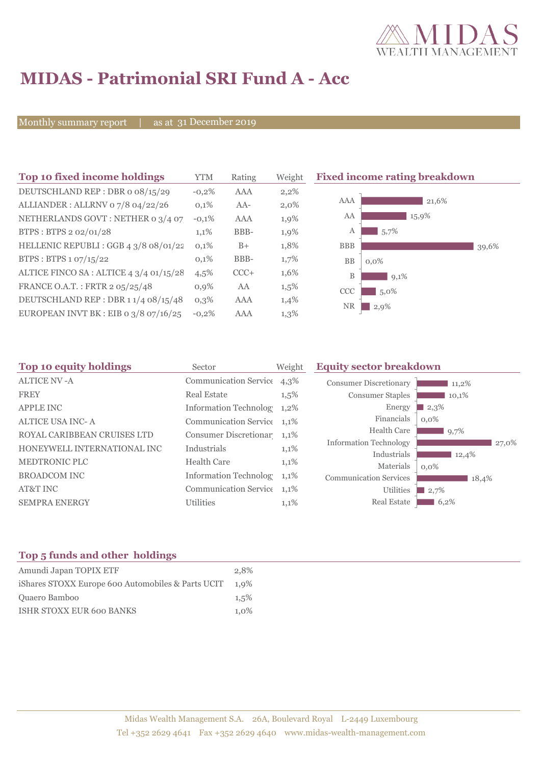# MIDAS - Patrimonial SRI Fund A - Acc

Monthly summary report | as at 31 December 2019

## Top 10 fixed income holdings

| Top 10 fixed income holdings | YTM | Rating | Weight |
|---|---|---|---|
| DEUTSCHLAND REP : DBR 0 08/15/29 | -0,2% | AAA | 2,2% |
| ALLIANDER : ALLRNV 0 7/8 04/22/26 | 0,1% | AA- | 2,0% |
| NETHERLANDS GOVT : NETHER 0 3/4 07 | -0,1% | AAA | 1,9% |
| BTPS : BTPS 2 02/01/28 | 1,1% | BBB- | 1,9% |
| HELLENIC REPUBLI : GGB 4 3/8 08/01/22 | 0,1% | B+ | 1,8% |
| BTPS : BTPS 1 07/15/22 | 0,1% | BBB- | 1,7% |
| ALTICE FINCO SA : ALTICE 4 3/4 01/15/28 | 4,5% | CCC+ | 1,6% |
| FRANCE O.A.T. : FRTR 2 05/25/48 | 0,9% | AA | 1,5% |
| DEUTSCHLAND REP : DBR 1 1/4 08/15/48 | 0,3% | AAA | 1,4% |
| EUROPEAN INVT BK : EIB 0 3/8 07/16/25 | -0,2% | AAA | 1,3% |

## Fixed income rating breakdown

| Rating | Weight |
|---|---|
| AAA | 21,6% |
| AA | 15,9% |
| A | 5,7% |
| BBB | 39,6% |
| BB | 0,0% |
| B | 9,1% |
| CCC | 5,0% |
| NR | 2,9% |

## Top 10 equity holdings

| Top 10 equity holdings | Sector | Weight |
|---|---|---|
| ALTICE NV -A | Communication Service | 4,3% |
| FREY | Real Estate | 1,5% |
| APPLE INC | Information Technolog | 1,2% |
| ALTICE USA INC- A | Communication Service | 1,1% |
| ROYAL CARIBBEAN CRUISES LTD | Consumer Discretionar | 1,1% |
| HONEYWELL INTERNATIONAL INC | Industrials | 1,1% |
| MEDTRONIC PLC | Health Care | 1,1% |
| BROADCOM INC | Information Technolog | 1,1% |
| AT&T INC | Communication Service | 1,1% |
| SEMPRA ENERGY | Utilities | 1,1% |

## Equity sector breakdown

| Sector | Weight |
|---|---|
| Consumer Discretionary | 11,2% |
| Consumer Staples | 10,1% |
| Energy | 2,3% |
| Financials | 0,0% |
| Health Care | 9,7% |
| Information Technology | 27,0% |
| Industrials | 12,4% |
| Materials | 0,0% |
| Communication Services | 18,4% |
| Utilities | 2,7% |
| Real Estate | 6,2% |

## Top 5 funds and other holdings

| Top 5 funds and other holdings | Weight |
|---|---|
| Amundi Japan TOPIX ETF | 2,8% |
| iShares STOXX Europe 600 Automobiles & Parts UCIT | 1,9% |
| Quaero Bamboo | 1,5% |
| ISHR STOXX EUR 600 BANKS | 1,0% |

Midas Wealth Management S.A. 26A, Boulevard Royal L-2449 Luxembourg
Tel +352 2629 4641 Fax +352 2629 4640 www.midas-wealth-management.com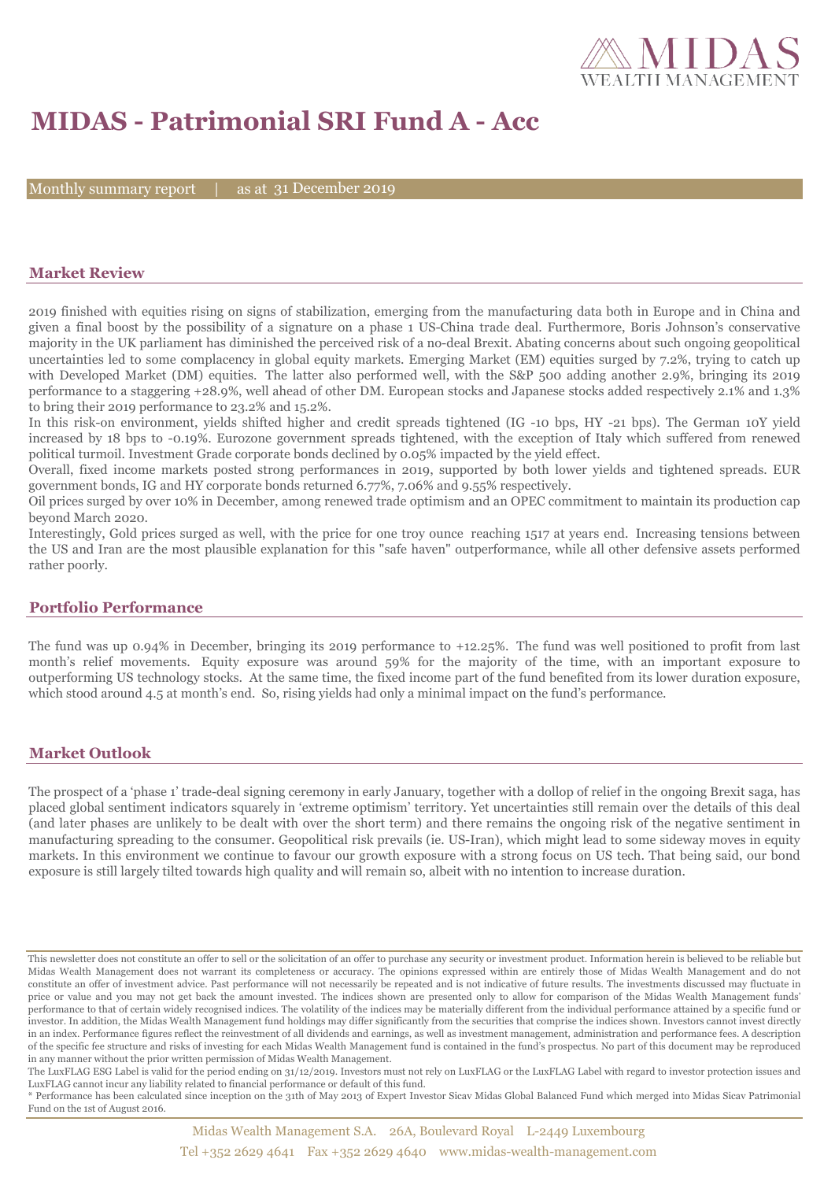# MIDAS - Patrimonial SRI Fund A - Acc

Monthly summary report | as at 31 December 2019

## Market Review

2019 finished with equities rising on signs of stabilization, emerging from the manufacturing data both in Europe and in China and given a final boost by the possibility of a signature on a phase 1 US-China trade deal. Furthermore, Boris Johnson's conservative majority in the UK parliament has diminished the perceived risk of a no-deal Brexit. Abating concerns about such ongoing geopolitical uncertainties led to some complacency in global equity markets. Emerging Market (EM) equities surged by 7.2%, trying to catch up with Developed Market (DM) equities. The latter also performed well, with the S&P 500 adding another 2.9%, bringing its 2019 performance to a staggering +28.9%, well ahead of other DM. European stocks and Japanese stocks added respectively 2.1% and 1.3% to bring their 2019 performance to 23.2% and 15.2%.

In this risk-on environment, yields shifted higher and credit spreads tightened (IG -10 bps, HY -21 bps). The German 10Y yield increased by 18 bps to -0.19%. Eurozone government spreads tightened, with the exception of Italy which suffered from renewed political turmoil. Investment Grade corporate bonds declined by 0.05% impacted by the yield effect.

Overall, fixed income markets posted strong performances in 2019, supported by both lower yields and tightened spreads. EUR government bonds, IG and HY corporate bonds returned 6.77%, 7.06% and 9.55% respectively.

Oil prices surged by over 10% in December, among renewed trade optimism and an OPEC commitment to maintain its production cap beyond March 2020.

Interestingly, Gold prices surged as well, with the price for one troy ounce reaching 1517 at years end. Increasing tensions between the US and Iran are the most plausible explanation for this "safe haven" outperformance, while all other defensive assets performed rather poorly.

## Portfolio Performance

The fund was up 0.94% in December, bringing its 2019 performance to +12.25%. The fund was well positioned to profit from last month's relief movements. Equity exposure was around 59% for the majority of the time, with an important exposure to outperforming US technology stocks. At the same time, the fixed income part of the fund benefited from its lower duration exposure, which stood around 4.5 at month's end. So, rising yields had only a minimal impact on the fund's performance.

## Market Outlook

The prospect of a 'phase 1' trade-deal signing ceremony in early January, together with a dollop of relief in the ongoing Brexit saga, has placed global sentiment indicators squarely in 'extreme optimism' territory. Yet uncertainties still remain over the details of this deal (and later phases are unlikely to be dealt with over the short term) and there remains the ongoing risk of the negative sentiment in manufacturing spreading to the consumer. Geopolitical risk prevails (ie. US-Iran), which might lead to some sideway moves in equity markets. In this environment we continue to favour our growth exposure with a strong focus on US tech. That being said, our bond exposure is still largely tilted towards high quality and will remain so, albeit with no intention to increase duration.

This newsletter does not constitute an offer to sell or the solicitation of an offer to purchase any security or investment product. Information herein is believed to be reliable but Midas Wealth Management does not warrant its completeness or accuracy. The opinions expressed within are entirely those of Midas Wealth Management and do not constitute an offer of investment advice. Past performance will not necessarily be repeated and is not indicative of future results. The investments discussed may fluctuate in price or value and you may not get back the amount invested. The indices shown are presented only to allow for comparison of the Midas Wealth Management funds' performance to that of certain widely recognised indices. The volatility of the indices may be materially different from the individual performance attained by a specific fund or investor. In addition, the Midas Wealth Management fund holdings may differ significantly from the securities that comprise the indices shown. Investors cannot invest directly in an index. Performance figures reflect the reinvestment of all dividends and earnings, as well as investment management, administration and performance fees. A description of the specific fee structure and risks of investing for each Midas Wealth Management fund is contained in the fund's prospectus. No part of this document may be reproduced in any manner without the prior written permission of Midas Wealth Management.

The LuxFLAG ESG Label is valid for the period ending on 31/12/2019. Investors must not rely on LuxFLAG or the LuxFLAG Label with regard to investor protection issues and LuxFLAG cannot incur any liability related to financial performance or default of this fund.

* Performance has been calculated since inception on the 31th of May 2013 of Expert Investor Sicav Midas Global Balanced Fund which merged into Midas Sicav Patrimonial Fund on the 1st of August 2016.

Midas Wealth Management S.A. 26A, Boulevard Royal L-2449 Luxembourg

Tel +352 2629 4641 Fax +352 2629 4640 www.midas-wealth-management.com